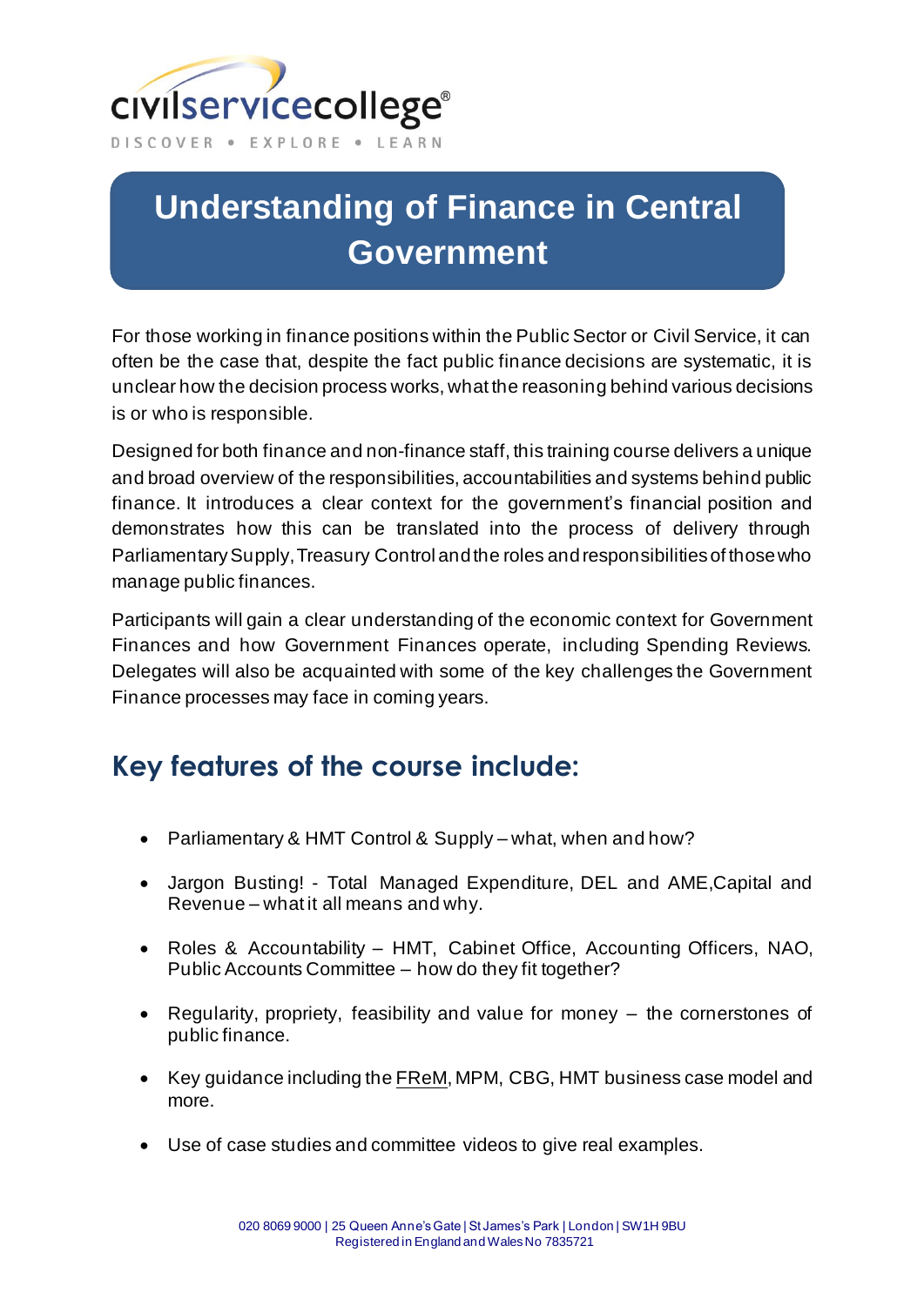civilservicecollege®

DISCOVER • EXPLORE • LEARN

# Understanding of Finance in Central Government

For those working in finance positions within the Public Sector or Civil Service, it can often be the case that, despite the fact public finance decisions are systematic, it is unclear how the decision process works, what the reasoning behind various decisions is or who is responsible.

Designed for both finance and non-finance staff, this training course delivers a unique and broad overview of the responsibilities, accountabilities and systems behind public finance. It introduces a clear context for the government's financial position and demonstrates how this can be translated into the process of delivery through Parliamentary Supply, Treasury Control and the roles and responsibilities of those who manage public finances.

Participants will gain a clear understanding of the economic context for Government Finances and how Government Finances operate, including Spending Reviews. Delegates will also be acquainted with some of the key challenges the Government Finance processes may face in coming years.

## Key features of the course include:

- Parliamentary & HMT Control & Supply – what, when and how?
- Jargon Busting! - Total Managed Expenditure, DEL and AME, Capital and Revenue – what it all means and why.
- Roles & Accountability – HMT, Cabinet Office, Accounting Officers, NAO, Public Accounts Committee – how do they fit together?
- Regularity, propriety, feasibility and value for money – the cornerstones of public finance.
- Key guidance including the FReM, MPM, CBG, HMT business case model and more.
- Use of case studies and committee videos to give real examples.

020 8069 9000 | 25 Queen Anne's Gate | St James's Park | London | SW1H 9BU
Registered in England and Wales No 7835721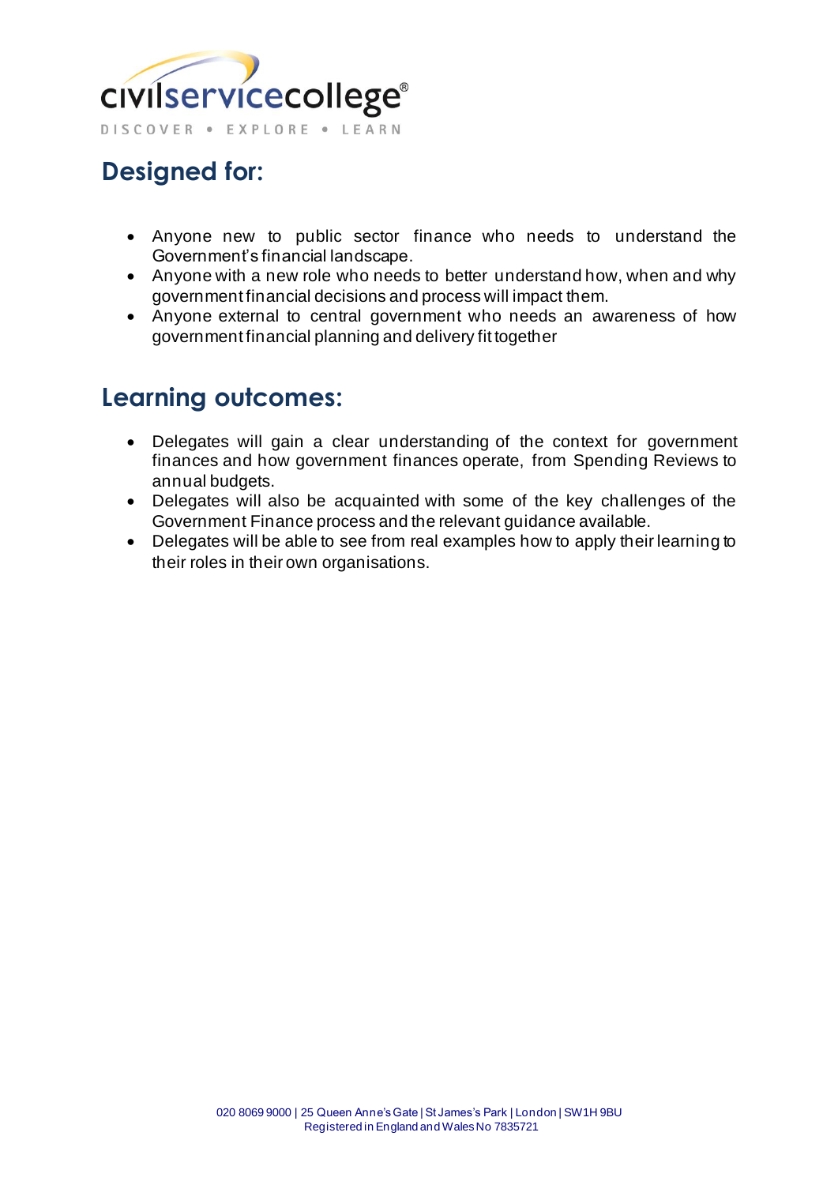## Designed for:

- Anyone new to public sector finance who needs to understand the Government's financial landscape.
- Anyone with a new role who needs to better understand how, when and why government financial decisions and process will impact them.
- Anyone external to central government who needs an awareness of how government financial planning and delivery fit together

## Learning outcomes:

- Delegates will gain a clear understanding of the context for government finances and how government finances operate, from Spending Reviews to annual budgets.
- Delegates will also be acquainted with some of the key challenges of the Government Finance process and the relevant guidance available.
- Delegates will be able to see from real examples how to apply their learning to their roles in their own organisations.